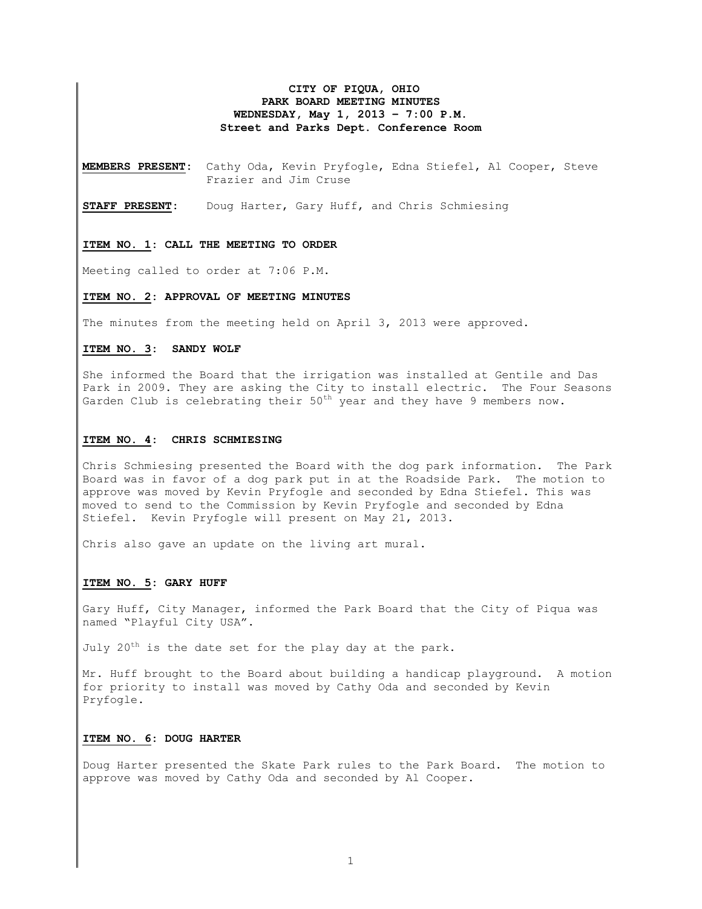# CITY OF PIQUA, OHIO
## PARK BOARD MEETING MINUTES
### WEDNESDAY, May 1, 2013 – 7:00 P.M.
### Street and Parks Dept. Conference Room

**MEMBERS PRESENT:** Cathy Oda, Kevin Pryfogle, Edna Stiefel, Al Cooper, Steve Frazier and Jim Cruse

**STAFF PRESENT:** Doug Harter, Gary Huff, and Chris Schmiesing

**ITEM NO. 1: CALL THE MEETING TO ORDER**

Meeting called to order at 7:06 P.M.

**ITEM NO. 2: APPROVAL OF MEETING MINUTES**

The minutes from the meeting held on April 3, 2013 were approved.

**ITEM NO. 3: SANDY WOLF**

She informed the Board that the irrigation was installed at Gentile and Das Park in 2009. They are asking the City to install electric. The Four Seasons Garden Club is celebrating their 50th year and they have 9 members now.

**ITEM NO. 4: CHRIS SCHMIESING**

Chris Schmiesing presented the Board with the dog park information. The Park Board was in favor of a dog park put in at the Roadside Park. The motion to approve was moved by Kevin Pryfogle and seconded by Edna Stiefel. This was moved to send to the Commission by Kevin Pryfogle and seconded by Edna Stiefel. Kevin Pryfogle will present on May 21, 2013.

Chris also gave an update on the living art mural.

**ITEM NO. 5: GARY HUFF**

Gary Huff, City Manager, informed the Park Board that the City of Piqua was named "Playful City USA".

July 20th is the date set for the play day at the park.

Mr. Huff brought to the Board about building a handicap playground. A motion for priority to install was moved by Cathy Oda and seconded by Kevin Pryfogle.

**ITEM NO. 6: DOUG HARTER**

Doug Harter presented the Skate Park rules to the Park Board. The motion to approve was moved by Cathy Oda and seconded by Al Cooper.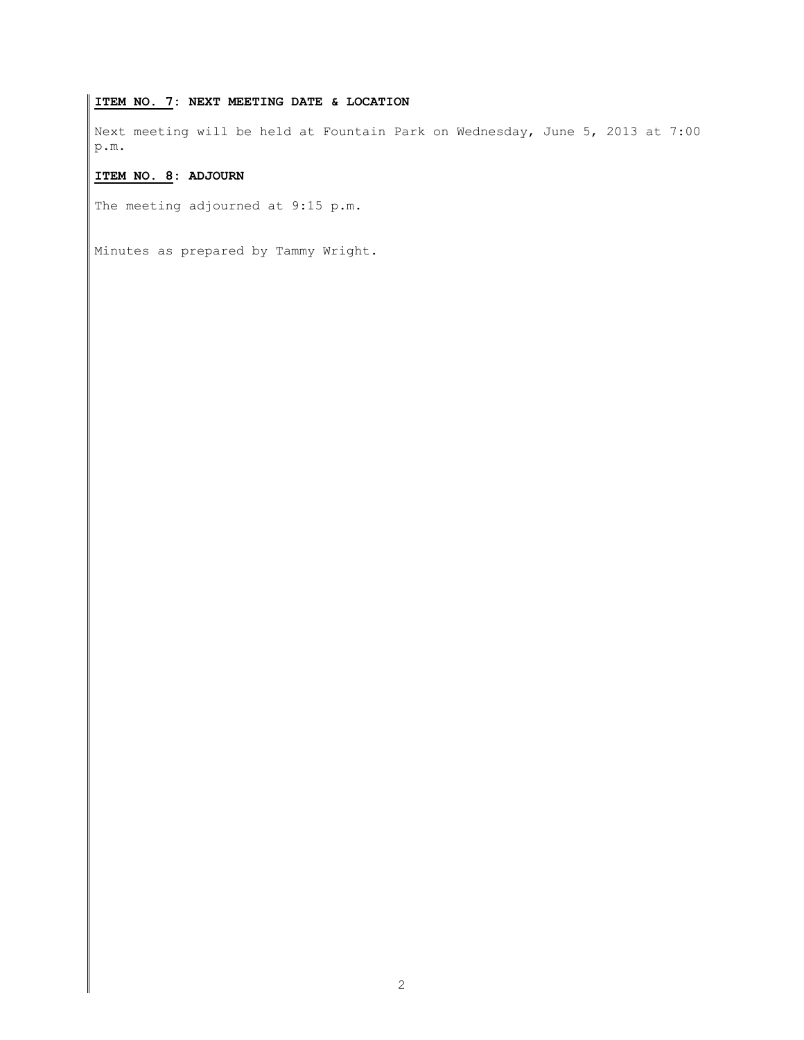**ITEM NO. 7: NEXT MEETING DATE & LOCATION**

Next meeting will be held at Fountain Park on Wednesday, June 5, 2013 at 7:00 p.m.

**ITEM NO. 8: ADJOURN**

The meeting adjourned at 9:15 p.m.

Minutes as prepared by Tammy Wright.